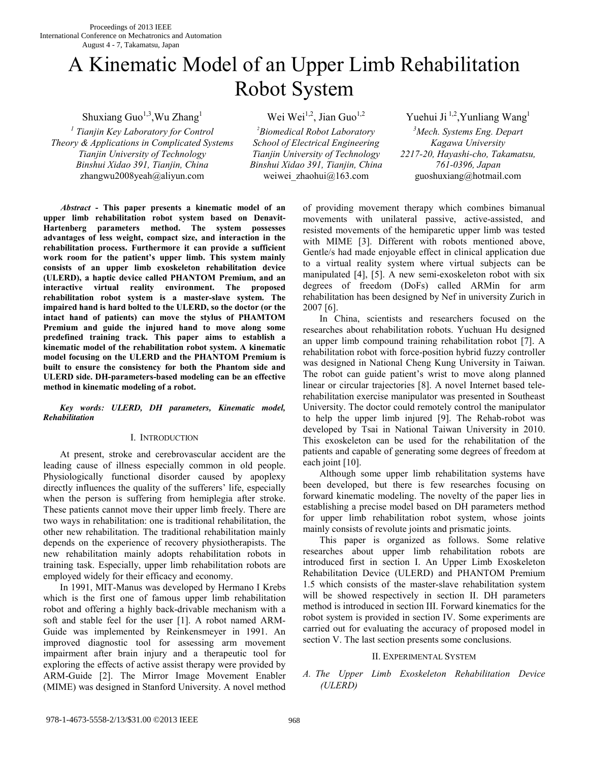# A Kinematic Model of an Upper Limb Rehabilitation Robot System

Shuxiang Guo[1,3], Wu Zhang[1]
[1] Tianjin Key Laboratory for Control Theory & Applications in Complicated Systems
Tianjin University of Technology
Binshui Xidao 391, Tianjin, China
zhangwu2008yeah@aliyun.com

Wei Wei[1,2], Jian Guo[1,2]
[2] Biomedical Robot Laboratory
School of Electrical Engineering
Tianjin University of Technology
Binshui Xidao 391, Tianjin, China
weiwei_zhaohui@163.com

Yuehui Ji[1,2], Yunliang Wang[1]
[3] Mech. Systems Eng. Depart
Kagawa University
2217-20, Hayashi-cho, Takamatsu, 761-0396, Japan
guoshuxiang@hotmail.com

***Abstract*** **- This paper presents a kinematic model of an upper limb rehabilitation robot system based on Denavit-Hartenberg parameters method. The system possesses advantages of less weight, compact size, and interaction in the rehabilitation process. Furthermore it can provide a sufficient work room for the patient's upper limb. This system mainly consists of an upper limb exoskeleton rehabilitation device (ULERD), a haptic device called PHANTOM Premium, and an interactive virtual reality environment. The proposed rehabilitation robot system is a master-slave system. The impaired hand is hard bolted to the ULERD, so the doctor (or the intact hand of patients) can move the stylus of PHAMTOM Premium and guide the injured hand to move along some predefined training track. This paper aims to establish a kinematic model of the rehabilitation robot system. A kinematic model focusing on the ULERD and the PHANTOM Premium is built to ensure the consistency for both the Phantom side and ULERD side. DH-parameters-based modeling can be an effective method in kinematic modeling of a robot.**

***Key words: ULERD, DH parameters, Kinematic model, Rehabilitation***

## I. Introduction

At present, stroke and cerebrovascular accident are the leading cause of illness especially common in old people. Physiologically functional disorder caused by apoplexy directly influences the quality of the sufferers' life, especially when the person is suffering from hemiplegia after stroke. These patients cannot move their upper limb freely. There are two ways in rehabilitation: one is traditional rehabilitation, the other new rehabilitation. The traditional rehabilitation mainly depends on the experience of recovery physiotherapists. The new rehabilitation mainly adopts rehabilitation robots in training task. Especially, upper limb rehabilitation robots are employed widely for their efficacy and economy.

In 1991, MIT-Manus was developed by Hermano I Krebs which is the first one of famous upper limb rehabilitation robot and offering a highly back-drivable mechanism with a soft and stable feel for the user [1]. A robot named ARM-Guide was implemented by Reinkensmeyer in 1991. An improved diagnostic tool for assessing arm movement impairment after brain injury and a therapeutic tool for exploring the effects of active assist therapy were provided by ARM-Guide [2]. The Mirror Image Movement Enabler (MIME) was designed in Stanford University. A novel method of providing movement therapy which combines bimanual movements with unilateral passive, active-assisted, and resisted movements of the hemiparetic upper limb was tested with MIME [3]. Different with robots mentioned above, Gentle/s had made enjoyable effect in clinical application due to a virtual reality system where virtual subjects can be manipulated [4], [5]. A new semi-exoskeleton robot with six degrees of freedom (DoFs) called ARMin for arm rehabilitation has been designed by Nef in university Zurich in 2007 [6].

In China, scientists and researchers focused on the researches about rehabilitation robots. Yuchuan Hu designed an upper limb compound training rehabilitation robot [7]. A rehabilitation robot with force-position hybrid fuzzy controller was designed in National Cheng Kung University in Taiwan. The robot can guide patient's wrist to move along planned linear or circular trajectories [8]. A novel Internet based tele-rehabilitation exercise manipulator was presented in Southeast University. The doctor could remotely control the manipulator to help the upper limb injured [9]. The Rehab-robot was developed by Tsai in National Taiwan University in 2010. This exoskeleton can be used for the rehabilitation of the patients and capable of generating some degrees of freedom at each joint [10].

Although some upper limb rehabilitation systems have been developed, but there is few researches focusing on forward kinematic modeling. The novelty of the paper lies in establishing a precise model based on DH parameters method for upper limb rehabilitation robot system, whose joints mainly consists of revolute joints and prismatic joints.

This paper is organized as follows. Some relative researches about upper limb rehabilitation robots are introduced first in section I. An Upper Limb Exoskeleton Rehabilitation Device (ULERD) and PHANTOM Premium 1.5 which consists of the master-slave rehabilitation system will be showed respectively in section II. DH parameters method is introduced in section III. Forward kinematics for the robot system is provided in section IV. Some experiments are carried out for evaluating the accuracy of proposed model in section V. The last section presents some conclusions.

## II. Experimental System

### *A. The Upper Limb Exoskeleton Rehabilitation Device (ULERD)*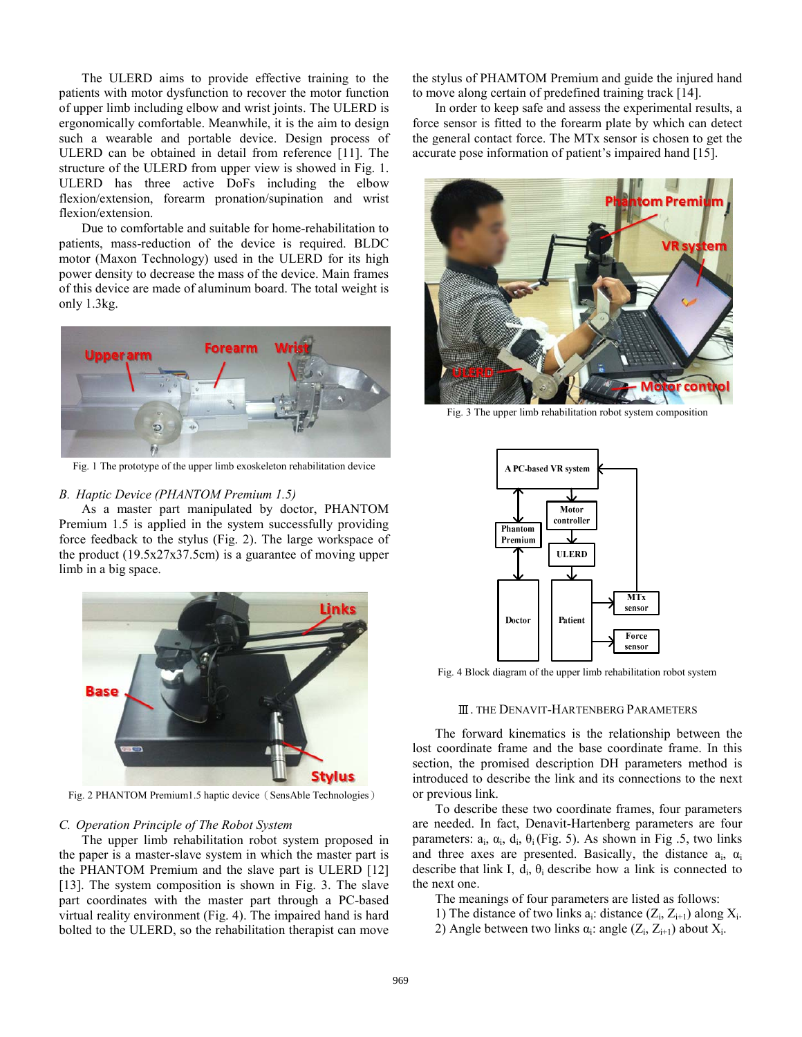The ULERD aims to provide effective training to the patients with motor dysfunction to recover the motor function of upper limb including elbow and wrist joints. The ULERD is ergonomically comfortable. Meanwhile, it is the aim to design such a wearable and portable device. Design process of ULERD can be obtained in detail from reference [11]. The structure of the ULERD from upper view is showed in Fig. 1. ULERD has three active DoFs including the elbow flexion/extension, forearm pronation/supination and wrist flexion/extension.

Due to comfortable and suitable for home-rehabilitation to patients, mass-reduction of the device is required. BLDC motor (Maxon Technology) used in the ULERD for its high power density to decrease the mass of the device. Main frames of this device are made of aluminum board. The total weight is only 1.3kg.

Fig. 1 The prototype of the upper limb exoskeleton rehabilitation device

### *B. Haptic Device (PHANTOM Premium 1.5)*

As a master part manipulated by doctor, PHANTOM Premium 1.5 is applied in the system successfully providing force feedback to the stylus (Fig. 2). The large workspace of the product (19.5x27x37.5cm) is a guarantee of moving upper limb in a big space.

Fig. 2 PHANTOM Premium1.5 haptic device（SensAble Technologies）

### *C. Operation Principle of The Robot System*

The upper limb rehabilitation robot system proposed in the paper is a master-slave system in which the master part is the PHANTOM Premium and the slave part is ULERD [12] [13]. The system composition is shown in Fig. 3. The slave part coordinates with the master part through a PC-based virtual reality environment (Fig. 4). The impaired hand is hard bolted to the ULERD, so the rehabilitation therapist can move the stylus of PHAMTOM Premium and guide the injured hand to move along certain of predefined training track [14].

In order to keep safe and assess the experimental results, a force sensor is fitted to the forearm plate by which can detect the general contact force. The MTx sensor is chosen to get the accurate pose information of patient's impaired hand [15].

Fig. 3 The upper limb rehabilitation robot system composition

Fig. 4 Block diagram of the upper limb rehabilitation robot system

## Ⅲ. THE DENAVIT-HARTENBERG PARAMETERS

The forward kinematics is the relationship between the lost coordinate frame and the base coordinate frame. In this section, the promised description DH parameters method is introduced to describe the link and its connections to the next or previous link.

To describe these two coordinate frames, four parameters are needed. In fact, Denavit-Hartenberg parameters are four parameters: $a_i$, $\alpha_i$, $d_i$, $\theta_i$ (Fig. 5). As shown in Fig .5, two links and three axes are presented. Basically, the distance $a_i$, $\alpha_i$ describe that link I, $d_i$, $\theta_i$ describe how a link is connected to the next one.

The meanings of four parameters are listed as follows:

1) The distance of two links $a_i$: distance ($Z_i$, $Z_{i+1}$) along $X_i$.

2) Angle between two links $\alpha_i$: angle ($Z_i$, $Z_{i+1}$) about $X_i$.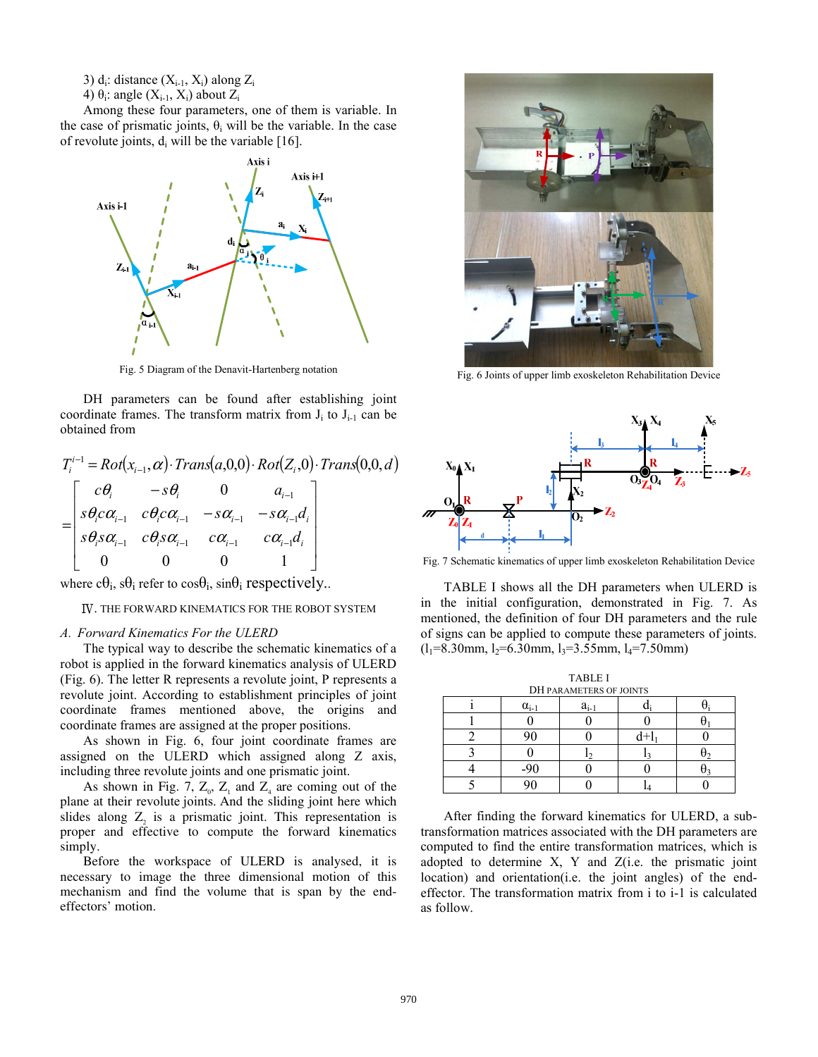3) $d_i$: distance ($X_{i-1}$, $X_i$) along $Z_i$

4) $\theta_i$: angle ($X_{i-1}$, $X_i$) about $Z_i$

Among these four parameters, one of them is variable. In the case of prismatic joints, $\theta_i$ will be the variable. In the case of revolute joints, $d_i$ will be the variable [16].

Fig. 5 Diagram of the Denavit-Hartenberg notation

DH parameters can be found after establishing joint coordinate frames. The transform matrix from $J_i$ to $J_{i-1}$ can be obtained from

$$T_i^{i-1} = Rot(x_{i-1}, \alpha) \cdot Trans(a,0,0) \cdot Rot(Z_i, 0) \cdot Trans(0,0,d)$$

$$= \begin{bmatrix} c\theta_i & -s\theta_i & 0 & a_{i-1} \\ s\theta_i c\alpha_{i-1} & c\theta_i c\alpha_{i-1} & -s\alpha_{i-1} & -s\alpha_{i-1} d_i \\ s\theta_i s\alpha_{i-1} & c\theta_i s\alpha_{i-1} & c\alpha_{i-1} & c\alpha_{i-1} d_i \\ 0 & 0 & 0 & 1 \end{bmatrix}$$

where $c\theta_i$, $s\theta_i$ refer to $\cos\theta_i$, $\sin\theta_i$ respectively.

## IV. THE FORWARD KINEMATICS FOR THE ROBOT SYSTEM

### *A. Forward Kinematics For the ULERD*

The typical way to describe the schematic kinematics of a robot is applied in the forward kinematics analysis of ULERD (Fig. 6). The letter R represents a revolute joint, P represents a revolute joint. According to establishment principles of joint coordinate frames mentioned above, the origins and coordinate frames are assigned at the proper positions.

As shown in Fig. 6, four joint coordinate frames are assigned on the ULERD which assigned along Z axis, including three revolute joints and one prismatic joint.

As shown in Fig. 7, $Z_0$, $Z_1$ and $Z_4$ are coming out of the plane at their revolute joints. And the sliding joint here which slides along $Z_2$ is a prismatic joint. This representation is proper and effective to compute the forward kinematics simply.

Before the workspace of ULERD is analysed, it is necessary to image the three dimensional motion of this mechanism and find the volume that is span by the end-effectors' motion.

Fig. 6 Joints of upper limb exoskeleton Rehabilitation Device

Fig. 7 Schematic kinematics of upper limb exoskeleton Rehabilitation Device

TABLE I shows all the DH parameters when ULERD is in the initial configuration, demonstrated in Fig. 7. As mentioned, the definition of four DH parameters and the rule of signs can be applied to compute these parameters of joints. ($l_1$=8.30mm, $l_2$=6.30mm, $l_3$=3.55mm, $l_4$=7.50mm)

TABLE I
DH PARAMETERS OF JOINTS

| i | $\alpha_{i-1}$ | $a_{i-1}$ | $d_i$ | $\theta_i$ |
|---|---|---|---|---|
| 1 | 0 | 0 | 0 | $\theta_1$ |
| 2 | 90 | 0 | $d+l_1$ | 0 |
| 3 | 0 | $l_2$ | $l_3$ | $\theta_2$ |
| 4 | -90 | 0 | 0 | $\theta_3$ |
| 5 | 90 | 0 | $l_4$ | 0 |

After finding the forward kinematics for ULERD, a sub-transformation matrices associated with the DH parameters are computed to find the entire transformation matrices, which is adopted to determine X, Y and Z(i.e. the prismatic joint location) and orientation(i.e. the joint angles) of the end-effector. The transformation matrix from i to i-1 is calculated as follow.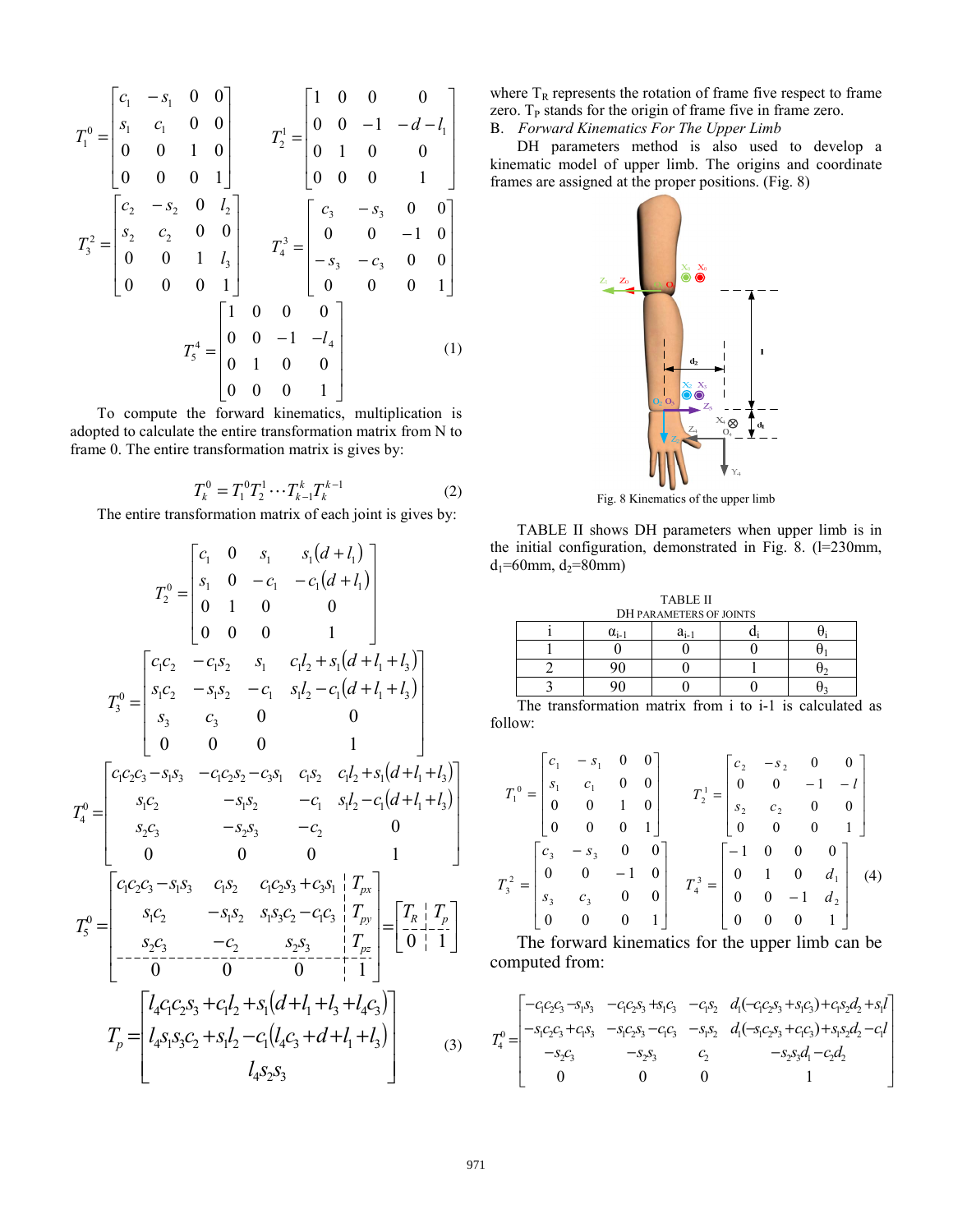$$
T_1^0 = \begin{bmatrix} c_1 & -s_1 & 0 & 0 \\ s_1 & c_1 & 0 & 0 \\ 0 & 0 & 1 & 0 \\ 0 & 0 & 0 & 1 \end{bmatrix} \quad T_2^1 = \begin{bmatrix} 1 & 0 & 0 & 0 \\ 0 & 0 & -1 & -d-l_1 \\ 0 & 1 & 0 & 0 \\ 0 & 0 & 0 & 1 \end{bmatrix}
$$

$$
T_3^2 = \begin{bmatrix} c_2 & -s_2 & 0 & l_2 \\ s_2 & c_2 & 0 & 0 \\ 0 & 0 & 1 & l_3 \\ 0 & 0 & 0 & 1 \end{bmatrix} \quad T_4^3 = \begin{bmatrix} c_3 & -s_3 & 0 & 0 \\ 0 & 0 & -1 & 0 \\ -s_3 & -c_3 & 0 & 0 \\ 0 & 0 & 0 & 1 \end{bmatrix}
$$

$$
T_5^4 = \begin{bmatrix} 1 & 0 & 0 & 0 \\ 0 & 0 & -1 & -l_4 \\ 0 & 1 & 0 & 0 \\ 0 & 0 & 0 & 1 \end{bmatrix} \tag{1}
$$

To compute the forward kinematics, multiplication is adopted to calculate the entire transformation matrix from N to frame 0. The entire transformation matrix is gives by:

$$
T_k^0 = T_1^0 T_2^1 \cdots T_{k-1}^k T_k^{k-1} \tag{2}
$$

The entire transformation matrix of each joint is gives by:

$$
T_2^0 = \begin{bmatrix} c_1 & 0 & s_1 & s_1(d+l_1) \\ s_1 & 0 & -c_1 & -c_1(d+l_1) \\ 0 & 1 & 0 & 0 \\ 0 & 0 & 0 & 1 \end{bmatrix}
$$

$$
T_3^0 = \begin{bmatrix} c_1c_2 & -c_1s_2 & s_1 & c_1l_2 + s_1(d+l_1+l_3) \\ s_1c_2 & -s_1s_2 & -c_1 & s_1l_2 - c_1(d+l_1+l_3) \\ s_3 & c_3 & 0 & 0 \\ 0 & 0 & 0 & 1 \end{bmatrix}
$$

$$
T_4^0 = \begin{bmatrix} c_1c_2c_3 - s_1s_3 & -c_1c_2s_2 - c_3s_1 & c_1s_2 & c_1l_2 + s_1(d+l_1+l_3) \\ s_1c_2 & -s_1s_2 & -c_1 & s_1l_2 - c_1(d+l_1+l_3) \\ s_2c_3 & -s_2s_3 & -c_2 & 0 \\ 0 & 0 & 0 & 1 \end{bmatrix}
$$

$$
T_5^0 = \left[\begin{array}{ccc|c} c_1c_2c_3 - s_1s_3 & c_1s_2 & c_1c_2s_3 + c_3s_1 & T_{px} \\ s_1c_2 & -s_1s_2 & s_1s_3c_2 - c_1c_3 & T_{py} \\ s_2c_3 & -c_2 & s_2s_3 & T_{pz} \\ \hline 0 & 0 & 0 & 1 \end{array}\right] = \left[\begin{array}{c|c} T_R & T_p \\ \hline 0 & 1 \end{array}\right]
$$

$$
T_p = \begin{bmatrix} l_4c_1c_2s_3 + c_1l_2 + s_1(d+l_1+l_3+l_4c_3) \\ l_4s_1s_3c_2 + s_1l_2 - c_1(l_4c_3+d+l_1+l_3) \\ l_4s_2s_3 \end{bmatrix} \tag{3}
$$

where $T_R$ represents the rotation of frame five respect to frame zero. $T_P$ stands for the origin of frame five in frame zero.

B. *Forward Kinematics For The Upper Limb*

DH parameters method is also used to develop a kinematic model of upper limb. The origins and coordinate frames are assigned at the proper positions. (Fig. 8)

Fig. 8 Kinematics of the upper limb

TABLE II shows DH parameters when upper limb is in the initial configuration, demonstrated in Fig. 8. (l=230mm, $d_1$=60mm, $d_2$=80mm)

TABLE II
DH PARAMETERS OF JOINTS

| i | $\alpha_{i-1}$ | $a_{i-1}$ | $d_i$ | $\theta_i$ |
|---|---|---|---|---|
| 1 | 0 | 0 | 0 | $\theta_1$ |
| 2 | 90 | 0 | l | $\theta_2$ |
| 3 | 90 | 0 | 0 | $\theta_3$ |

The transformation matrix from i to i-1 is calculated as follow:

$$
T_1^0 = \begin{bmatrix} c_1 & -s_1 & 0 & 0 \\ s_1 & c_1 & 0 & 0 \\ 0 & 0 & 1 & 0 \\ 0 & 0 & 0 & 1 \end{bmatrix} \quad T_2^1 = \begin{bmatrix} c_2 & -s_2 & 0 & 0 \\ 0 & 0 & -1 & -l \\ s_2 & c_2 & 0 & 0 \\ 0 & 0 & 0 & 1 \end{bmatrix}
$$

$$
T_3^2 = \begin{bmatrix} c_3 & -s_3 & 0 & 0 \\ 0 & 0 & -1 & 0 \\ s_3 & c_3 & 0 & 0 \\ 0 & 0 & 0 & 1 \end{bmatrix} \quad T_4^3 = \begin{bmatrix} -1 & 0 & 0 & 0 \\ 0 & 1 & 0 & d_1 \\ 0 & 0 & -1 & d_2 \\ 0 & 0 & 0 & 1 \end{bmatrix} \tag{4}
$$

The forward kinematics for the upper limb can be computed from:

$$
T_4^0 = \begin{bmatrix} -c_1c_2c_3 - s_1s_3 & -c_1c_2s_3 + s_1c_3 & -c_1s_2 & d_1(-c_1c_2s_3 + s_1c_3) + c_1s_2d_2 + s_1l \\ -s_1c_2c_3 + c_1s_3 & -s_1c_2s_3 - c_1c_3 & -s_1s_2 & d_1(-s_1c_2s_3 + c_1c_3) + s_1s_2d_2 - c_1l \\ -s_2c_3 & -s_2s_3 & c_2 & -s_2s_3d_1 - c_2d_2 \\ 0 & 0 & 0 & 1 \end{bmatrix}
$$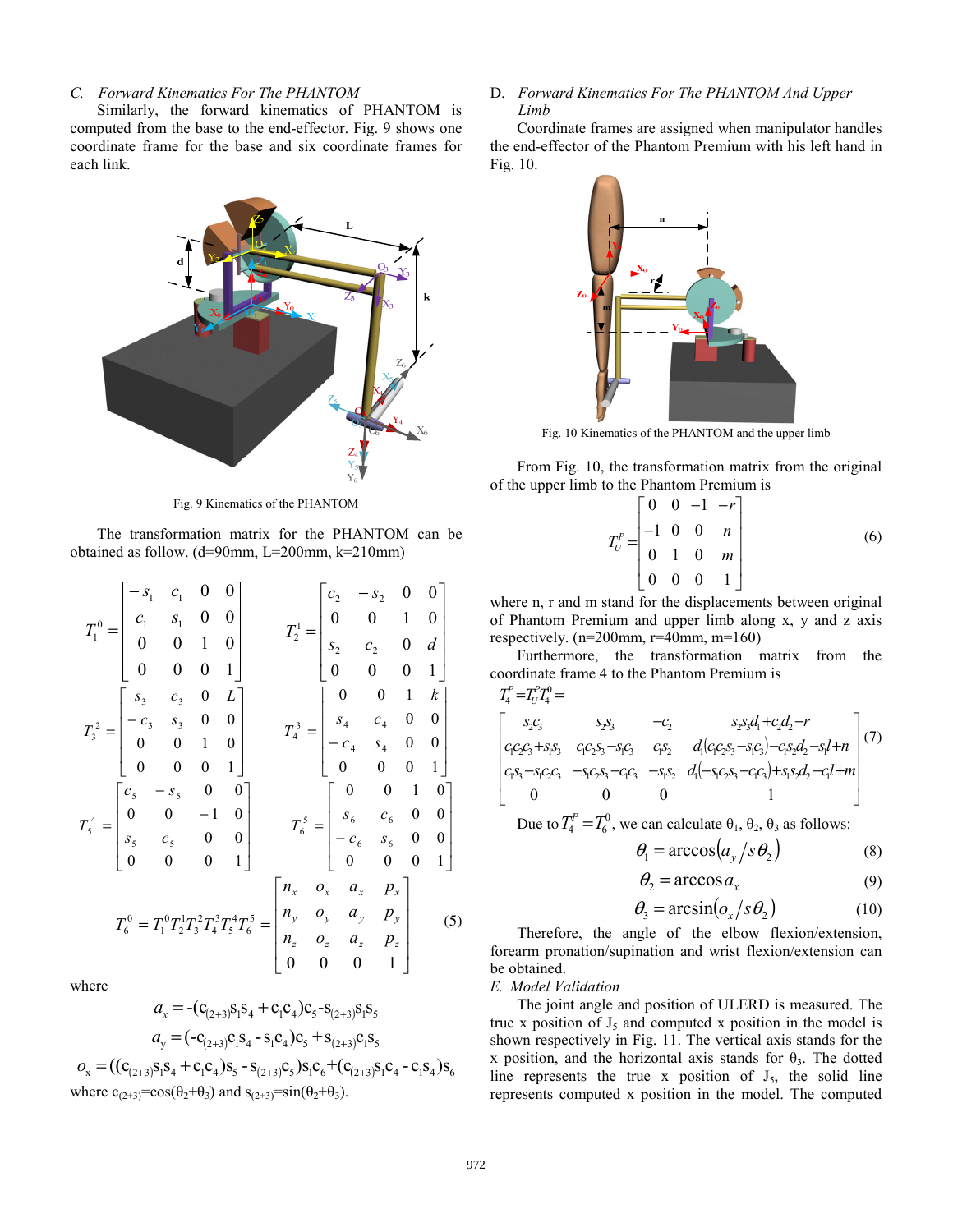### C. *Forward Kinematics For The PHANTOM*

Similarly, the forward kinematics of PHANTOM is computed from the base to the end-effector. Fig. 9 shows one coordinate frame for the base and six coordinate frames for each link.

Fig. 9 Kinematics of the PHANTOM

The transformation matrix for the PHANTOM can be obtained as follow. (d=90mm, L=200mm, k=210mm)

$$T_1^0 = \begin{bmatrix} -s_1 & c_1 & 0 & 0 \\ c_1 & s_1 & 0 & 0 \\ 0 & 0 & 1 & 0 \\ 0 & 0 & 0 & 1 \end{bmatrix} \quad T_2^1 = \begin{bmatrix} c_2 & -s_2 & 0 & 0 \\ 0 & 0 & 1 & 0 \\ s_2 & c_2 & 0 & d \\ 0 & 0 & 0 & 1 \end{bmatrix}$$

$$T_3^2 = \begin{bmatrix} s_3 & c_3 & 0 & L \\ -c_3 & s_3 & 0 & 0 \\ 0 & 0 & 1 & 0 \\ 0 & 0 & 0 & 1 \end{bmatrix} \quad T_4^3 = \begin{bmatrix} 0 & 0 & 1 & k \\ s_4 & c_4 & 0 & 0 \\ -c_4 & s_4 & 0 & 0 \\ 0 & 0 & 0 & 1 \end{bmatrix}$$

$$T_5^4 = \begin{bmatrix} c_5 & -s_5 & 0 & 0 \\ 0 & 0 & -1 & 0 \\ s_5 & c_5 & 0 & 0 \\ 0 & 0 & 0 & 1 \end{bmatrix} \quad T_6^5 = \begin{bmatrix} 0 & 0 & 1 & 0 \\ s_6 & c_6 & 0 & 0 \\ -c_6 & s_6 & 0 & 0 \\ 0 & 0 & 0 & 1 \end{bmatrix}$$

$$T_6^0 = T_1^0 T_2^1 T_3^2 T_4^3 T_5^4 T_6^5 = \begin{bmatrix} n_x & o_x & a_x & p_x \\ n_y & o_y & a_y & p_y \\ n_z & o_z & a_z & p_z \\ 0 & 0 & 0 & 1 \end{bmatrix} \tag{5}$$

where

$$a_x = -(c_{(2+3)}s_1s_4 + c_1c_4)c_5 - s_{(2+3)}s_1s_5$$

$$a_y = (-c_{(2+3)}c_1s_4 - s_1c_4)c_5 + s_{(2+3)}c_1s_5$$

$$o_x = ((c_{(2+3)}s_1s_4 + c_1c_4)s_5 - s_{(2+3)}c_5)s_1c_6 + (c_{(2+3)}s_1c_4 - c_1s_4)s_6$$

where $c_{(2+3)}=\cos(\theta_2+\theta_3)$ and $s_{(2+3)}=\sin(\theta_2+\theta_3)$.

### D. *Forward Kinematics For The PHANTOM And Upper Limb*

Coordinate frames are assigned when manipulator handles the end-effector of the Phantom Premium with his left hand in Fig. 10.

Fig. 10 Kinematics of the PHANTOM and the upper limb

From Fig. 10, the transformation matrix from the original of the upper limb to the Phantom Premium is

$$T_U^P = \begin{bmatrix} 0 & 0 & -1 & -r \\ -1 & 0 & 0 & n \\ 0 & 1 & 0 & m \\ 0 & 0 & 0 & 1 \end{bmatrix} \tag{6}$$

where n, r and m stand for the displacements between original of Phantom Premium and upper limb along x, y and z axis respectively. (n=200mm, r=40mm, m=160)

Furthermore, the transformation matrix from the coordinate frame 4 to the Phantom Premium is

$$T_4^P = T_U^P T_4^0 =$$

$$\begin{bmatrix} s_2c_3 & s_2s_3 & -c_2 & s_2s_3d_1 + c_2d_2 - r \\ c_1c_2c_3 + s_1s_3 & c_1c_2s_3 - s_1c_3 & c_1s_2 & d_1(c_1c_2s_3 - s_1c_3) - c_1s_2d_2 - s_1l + n \\ c_1s_3 - s_1c_2c_3 & -s_1c_2s_3 - c_1c_3 & -s_1s_2 & d_1(-s_1c_2s_3 - c_1c_3) + s_1s_2d_2 - c_1l + m \\ 0 & 0 & 0 & 1 \end{bmatrix} \tag{7}$$

Due to $T_4^P = T_6^0$, we can calculate $\theta_1$, $\theta_2$, $\theta_3$ as follows:

$$\theta_1 = \arccos\left(a_y / s\theta_2\right) \tag{8}$$

$$\theta_2 = \arccos a_x \tag{9}$$

$$\theta_3 = \arcsin\left(o_x / s\theta_2\right) \tag{10}$$

Therefore, the angle of the elbow flexion/extension, forearm pronation/supination and wrist flexion/extension can be obtained.

### E. *Model Validation*

The joint angle and position of ULERD is measured. The true x position of $J_5$ and computed x position in the model is shown respectively in Fig. 11. The vertical axis stands for the x position, and the horizontal axis stands for $\theta_3$. The dotted line represents the true x position of $J_5$, the solid line represents computed x position in the model. The computed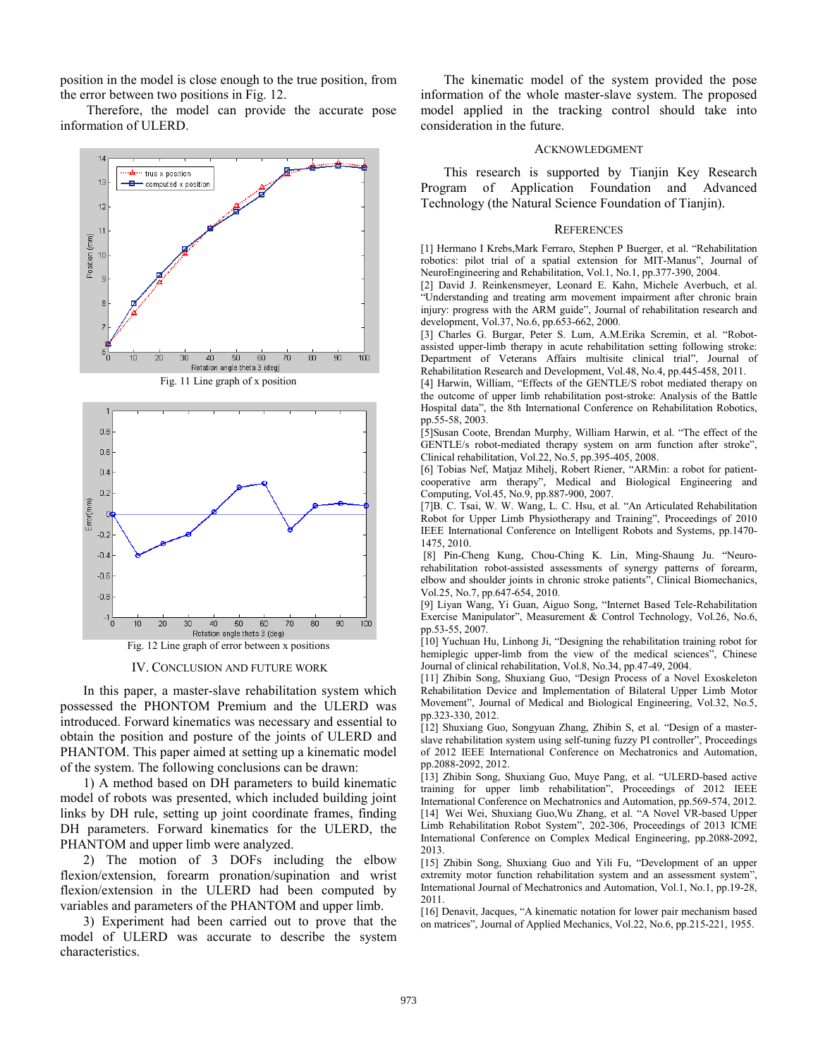position in the model is close enough to the true position, from the error between two positions in Fig. 12.

Therefore, the model can provide the accurate pose information of ULERD.

true x position
computed x position
Position (mm)
14
13
12
11
10
9
8
7
6
0 10 20 30 40 50 60 70 80 90 100
Rotation angle theta 3 (deg)

Fig. 11 Line graph of x position

Error(mm)
1
0.8
0.6
0.4
0.2
0
-0.2
-0.4
-0.6
-0.8
-1
0 10 20 30 40 50 60 70 80 90 100
Rotation angle theta 3 (deg)

Fig. 12 Line graph of error between x positions

## IV. Conclusion and Future Work

In this paper, a master-slave rehabilitation system which possessed the PHONTOM Premium and the ULERD was introduced. Forward kinematics was necessary and essential to obtain the position and posture of the joints of ULERD and PHANTOM. This paper aimed at setting up a kinematic model of the system. The following conclusions can be drawn:

1) A method based on DH parameters to build kinematic model of robots was presented, which included building joint links by DH rule, setting up joint coordinate frames, finding DH parameters. Forward kinematics for the ULERD, the PHANTOM and upper limb were analyzed.

2) The motion of 3 DOFs including the elbow flexion/extension, forearm pronation/supination and wrist flexion/extension in the ULERD had been computed by variables and parameters of the PHANTOM and upper limb.

3) Experiment had been carried out to prove that the model of ULERD was accurate to describe the system characteristics.

The kinematic model of the system provided the pose information of the whole master-slave system. The proposed model applied in the tracking control should take into consideration in the future.

## Acknowledgment

This research is supported by Tianjin Key Research Program of Application Foundation and Advanced Technology (the Natural Science Foundation of Tianjin).

## References

[1] Hermano I Krebs,Mark Ferraro, Stephen P Buerger, et al. "Rehabilitation robotics: pilot trial of a spatial extension for MIT-Manus", Journal of NeuroEngineering and Rehabilitation, Vol.1, No.1, pp.377-390, 2004.

[2] David J. Reinkensmeyer, Leonard E. Kahn, Michele Averbuch, et al. "Understanding and treating arm movement impairment after chronic brain injury: progress with the ARM guide", Journal of rehabilitation research and development, Vol.37, No.6, pp.653-662, 2000.

[3] Charles G. Burgar, Peter S. Lum, A.M.Erika Scremin, et al. "Robot-assisted upper-limb therapy in acute rehabilitation setting following stroke: Department of Veterans Affairs multisite clinical trial", Journal of Rehabilitation Research and Development, Vol.48, No.4, pp.445-458, 2011.

[4] Harwin, William, "Effects of the GENTLE/S robot mediated therapy on the outcome of upper limb rehabilitation post-stroke: Analysis of the Battle Hospital data", the 8th International Conference on Rehabilitation Robotics, pp.55-58, 2003.

[5]Susan Coote, Brendan Murphy, William Harwin, et al. "The effect of the GENTLE/s robot-mediated therapy system on arm function after stroke", Clinical rehabilitation, Vol.22, No.5, pp.395-405, 2008.

[6] Tobias Nef, Matjaz Mihelj, Robert Riener, "ARMin: a robot for patient-cooperative arm therapy", Medical and Biological Engineering and Computing, Vol.45, No.9, pp.887-900, 2007.

[7]B. C. Tsai, W. W. Wang, L. C. Hsu, et al. "An Articulated Rehabilitation Robot for Upper Limb Physiotherapy and Training", Proceedings of 2010 IEEE International Conference on Intelligent Robots and Systems, pp.1470-1475, 2010.

[8] Pin-Cheng Kung, Chou-Ching K. Lin, Ming-Shaung Ju. "Neuro-rehabilitation robot-assisted assessments of synergy patterns of forearm, elbow and shoulder joints in chronic stroke patients", Clinical Biomechanics, Vol.25, No.7, pp.647-654, 2010.

[9] Liyan Wang, Yi Guan, Aiguo Song, "Internet Based Tele-Rehabilitation Exercise Manipulator", Measurement & Control Technology, Vol.26, No.6, pp.53-55, 2007.

[10] Yuchuan Hu, Linhong Ji, "Designing the rehabilitation training robot for hemiplegic upper-limb from the view of the medical sciences", Chinese Journal of clinical rehabilitation, Vol.8, No.34, pp.47-49, 2004.

[11] Zhibin Song, Shuxiang Guo, "Design Process of a Novel Exoskeleton Rehabilitation Device and Implementation of Bilateral Upper Limb Motor Movement", Journal of Medical and Biological Engineering, Vol.32, No.5, pp.323-330, 2012.

[12] Shuxiang Guo, Songyuan Zhang, Zhibin S, et al. "Design of a master-slave rehabilitation system using self-tuning fuzzy PI controller", Proceedings of 2012 IEEE International Conference on Mechatronics and Automation, pp.2088-2092, 2012.

[13] Zhibin Song, Shuxiang Guo, Muye Pang, et al. "ULERD-based active training for upper limb rehabilitation", Proceedings of 2012 IEEE International Conference on Mechatronics and Automation, pp.569-574, 2012.

[14] Wei Wei, Shuxiang Guo,Wu Zhang, et al. "A Novel VR-based Upper Limb Rehabilitation Robot System", 202-306, Proceedings of 2013 ICME International Conference on Complex Medical Engineering, pp.2088-2092, 2013.

[15] Zhibin Song, Shuxiang Guo and Yili Fu, "Development of an upper extremity motor function rehabilitation system and an assessment system", International Journal of Mechatronics and Automation, Vol.1, No.1, pp.19-28, 2011.

[16] Denavit, Jacques, "A kinematic notation for lower pair mechanism based on matrices", Journal of Applied Mechanics, Vol.22, No.6, pp.215-221, 1955.